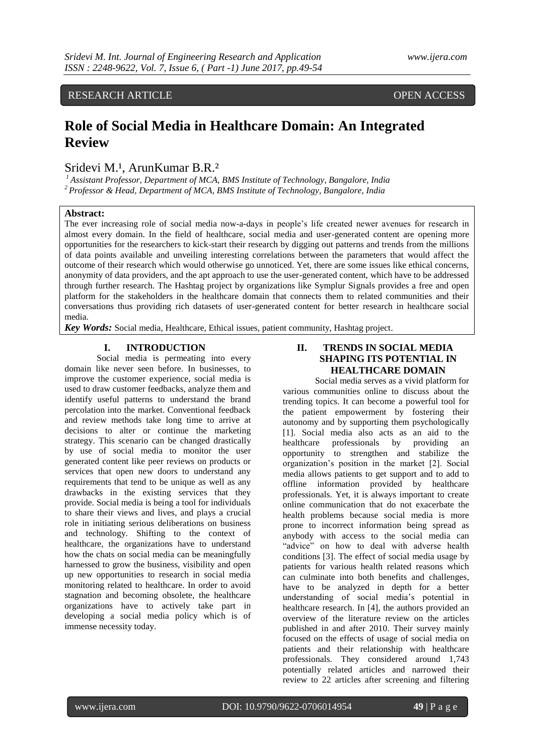RESEARCH ARTICLE OPEN ACCESS

# Role of Social Media in Healthcare Domain: An Integrated Review

Sridevi M.[1], ArunKumar B.R.[2]

[1] Assistant Professor, Department of MCA, BMS Institute of Technology, Bangalore, India
[2] Professor & Head, Department of MCA, BMS Institute of Technology, Bangalore, India

**Abstract:**
The ever increasing role of social media now-a-days in people's life created newer avenues for research in almost every domain. In the field of healthcare, social media and user-generated content are opening more opportunities for the researchers to kick-start their research by digging out patterns and trends from the millions of data points available and unveiling interesting correlations between the parameters that would affect the outcome of their research which would otherwise go unnoticed. Yet, there are some issues like ethical concerns, anonymity of data providers, and the apt approach to use the user-generated content, which have to be addressed through further research. The Hashtag project by organizations like Symplur Signals provides a free and open platform for the stakeholders in the healthcare domain that connects them to related communities and their conversations thus providing rich datasets of user-generated content for better research in healthcare social media.

***Key Words:*** Social media, Healthcare, Ethical issues, patient community, Hashtag project.

## I. INTRODUCTION

Social media is permeating into every domain like never seen before. In businesses, to improve the customer experience, social media is used to draw customer feedbacks, analyze them and identify useful patterns to understand the brand percolation into the market. Conventional feedback and review methods take long time to arrive at decisions to alter or continue the marketing strategy. This scenario can be changed drastically by use of social media to monitor the user generated content like peer reviews on products or services that open new doors to understand any requirements that tend to be unique as well as any drawbacks in the existing services that they provide. Social media is being a tool for individuals to share their views and lives, and plays a crucial role in initiating serious deliberations on business and technology. Shifting to the context of healthcare, the organizations have to understand how the chats on social media can be meaningfully harnessed to grow the business, visibility and open up new opportunities to research in social media monitoring related to healthcare. In order to avoid stagnation and becoming obsolete, the healthcare organizations have to actively take part in developing a social media policy which is of immense necessity today.

## II. TRENDS IN SOCIAL MEDIA SHAPING ITS POTENTIAL IN HEALTHCARE DOMAIN

Social media serves as a vivid platform for various communities online to discuss about the trending topics. It can become a powerful tool for the patient empowerment by fostering their autonomy and by supporting them psychologically [1]. Social media also acts as an aid to the healthcare professionals by providing an opportunity to strengthen and stabilize the organization's position in the market [2]. Social media allows patients to get support and to add to offline information provided by healthcare professionals. Yet, it is always important to create online communication that do not exacerbate the health problems because social media is more prone to incorrect information being spread as anybody with access to the social media can "advice" on how to deal with adverse health conditions [3]. The effect of social media usage by patients for various health related reasons which can culminate into both benefits and challenges, have to be analyzed in depth for a better understanding of social media's potential in healthcare research. In [4], the authors provided an overview of the literature review on the articles published in and after 2010. Their survey mainly focused on the effects of usage of social media on patients and their relationship with healthcare professionals. They considered around 1,743 potentially related articles and narrowed their review to 22 articles after screening and filtering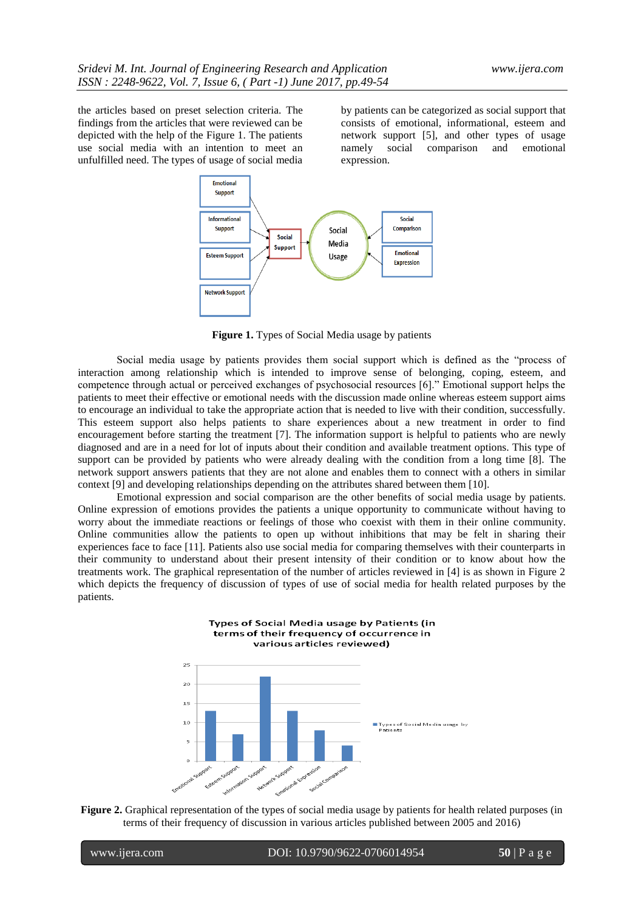the articles based on preset selection criteria. The findings from the articles that were reviewed can be depicted with the help of the Figure 1. The patients use social media with an intention to meet an unfulfilled need. The types of usage of social media by patients can be categorized as social support that consists of emotional, informational, esteem and network support [5], and other types of usage namely social comparison and emotional expression.

**Figure 1.** Types of Social Media usage by patients

Social media usage by patients provides them social support which is defined as the "process of interaction among relationship which is intended to improve sense of belonging, coping, esteem, and competence through actual or perceived exchanges of psychosocial resources [6]." Emotional support helps the patients to meet their effective or emotional needs with the discussion made online whereas esteem support aims to encourage an individual to take the appropriate action that is needed to live with their condition, successfully. This esteem support also helps patients to share experiences about a new treatment in order to find encouragement before starting the treatment [7]. The information support is helpful to patients who are newly diagnosed and are in a need for lot of inputs about their condition and available treatment options. This type of support can be provided by patients who were already dealing with the condition from a long time [8]. The network support answers patients that they are not alone and enables them to connect with a others in similar context [9] and developing relationships depending on the attributes shared between them [10].

Emotional expression and social comparison are the other benefits of social media usage by patients. Online expression of emotions provides the patients a unique opportunity to communicate without having to worry about the immediate reactions or feelings of those who coexist with them in their online community. Online communities allow the patients to open up without inhibitions that may be felt in sharing their experiences face to face [11]. Patients also use social media for comparing themselves with their counterparts in their community to understand about their present intensity of their condition or to know about how the treatments work. The graphical representation of the number of articles reviewed in [4] is as shown in Figure 2 which depicts the frequency of discussion of types of use of social media for health related purposes by the patients.

**Figure 2.** Graphical representation of the types of social media usage by patients for health related purposes (in terms of their frequency of discussion in various articles published between 2005 and 2016)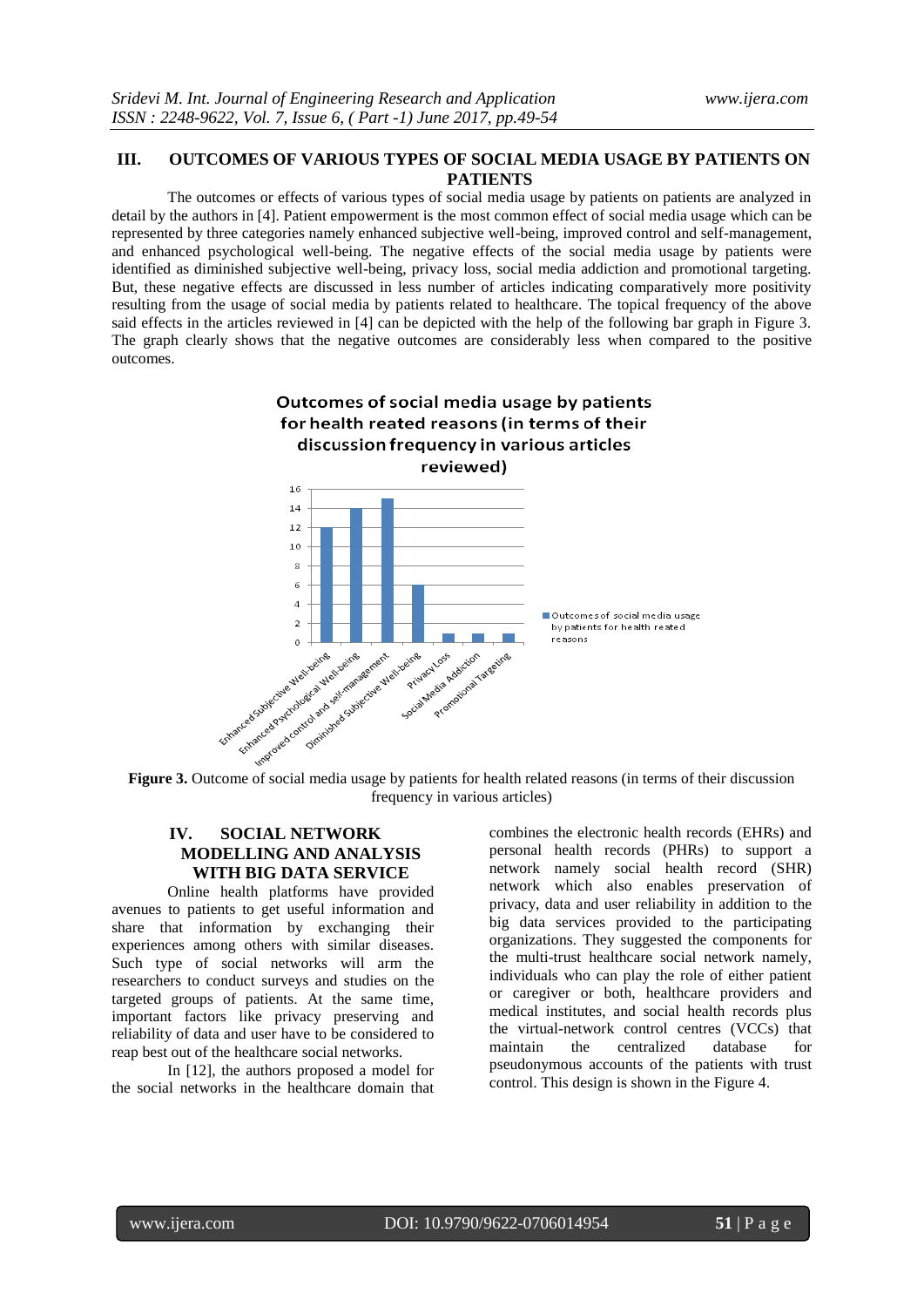## III. OUTCOMES OF VARIOUS TYPES OF SOCIAL MEDIA USAGE BY PATIENTS ON PATIENTS

The outcomes or effects of various types of social media usage by patients on patients are analyzed in detail by the authors in [4]. Patient empowerment is the most common effect of social media usage which can be represented by three categories namely enhanced subjective well-being, improved control and self-management, and enhanced psychological well-being. The negative effects of the social media usage by patients were identified as diminished subjective well-being, privacy loss, social media addiction and promotional targeting. But, these negative effects are discussed in less number of articles indicating comparatively more positivity resulting from the usage of social media by patients related to healthcare. The topical frequency of the above said effects in the articles reviewed in [4] can be depicted with the help of the following bar graph in Figure 3. The graph clearly shows that the negative outcomes are considerably less when compared to the positive outcomes.

Outcomes of social media usage by patients for health reated reasons (in terms of their discussion frequency in various articles reviewed)

16
14
12
10
8
6
4
2
0

Enhanced Subjective Well-being
Enhanced Psychological Well-being
Improved control and self-management
Diminished Subjective Well-being
Privacy Loss
Social Media Addiction
Promotional Targeting

Outcomes of social media usage by patients for health reated reasons

**Figure 3.** Outcome of social media usage by patients for health related reasons (in terms of their discussion frequency in various articles)

## IV. SOCIAL NETWORK MODELLING AND ANALYSIS WITH BIG DATA SERVICE

Online health platforms have provided avenues to patients to get useful information and share that information by exchanging their experiences among others with similar diseases. Such type of social networks will arm the researchers to conduct surveys and studies on the targeted groups of patients. At the same time, important factors like privacy preserving and reliability of data and user have to be considered to reap best out of the healthcare social networks.

In [12], the authors proposed a model for the social networks in the healthcare domain that combines the electronic health records (EHRs) and personal health records (PHRs) to support a network namely social health record (SHR) network which also enables preservation of privacy, data and user reliability in addition to the big data services provided to the participating organizations. They suggested the components for the multi-trust healthcare social network namely, individuals who can play the role of either patient or caregiver or both, healthcare providers and medical institutes, and social health records plus the virtual-network control centres (VCCs) that maintain the centralized database for pseudonymous accounts of the patients with trust control. This design is shown in the Figure 4.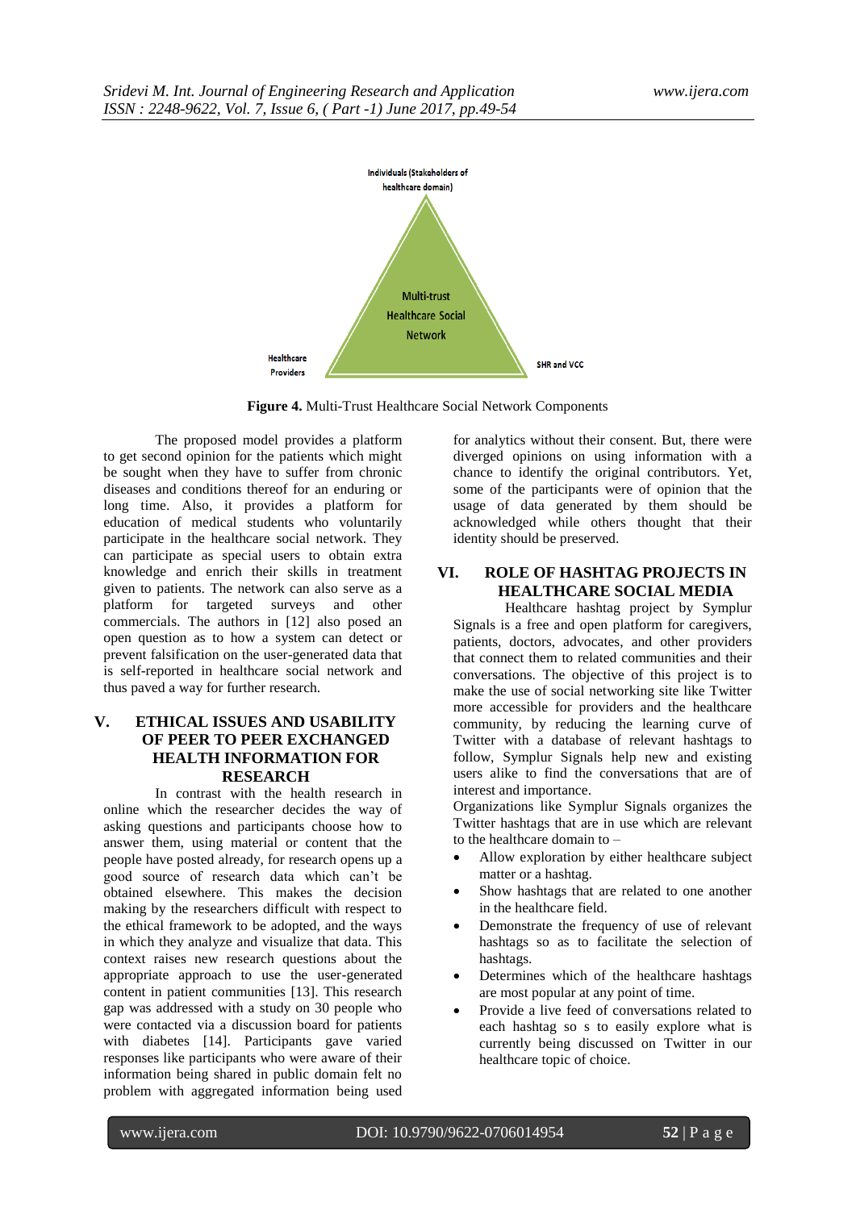Individuals (Stakeholders of healthcare domain)

Multi-trust Healthcare Social Network

Healthcare Providers

SHR and VCC

**Figure 4.** Multi-Trust Healthcare Social Network Components

The proposed model provides a platform to get second opinion for the patients which might be sought when they have to suffer from chronic diseases and conditions thereof for an enduring or long time. Also, it provides a platform for education of medical students who voluntarily participate in the healthcare social network. They can participate as special users to obtain extra knowledge and enrich their skills in treatment given to patients. The network can also serve as a platform for targeted surveys and other commercials. The authors in [12] also posed an open question as to how a system can detect or prevent falsification on the user-generated data that is self-reported in healthcare social network and thus paved a way for further research.

## V. ETHICAL ISSUES AND USABILITY OF PEER TO PEER EXCHANGED HEALTH INFORMATION FOR RESEARCH

In contrast with the health research in online which the researcher decides the way of asking questions and participants choose how to answer them, using material or content that the people have posted already, for research opens up a good source of research data which can't be obtained elsewhere. This makes the decision making by the researchers difficult with respect to the ethical framework to be adopted, and the ways in which they analyze and visualize that data. This context raises new research questions about the appropriate approach to use the user-generated content in patient communities [13]. This research gap was addressed with a study on 30 people who were contacted via a discussion board for patients with diabetes [14]. Participants gave varied responses like participants who were aware of their information being shared in public domain felt no problem with aggregated information being used for analytics without their consent. But, there were diverged opinions on using information with a chance to identify the original contributors. Yet, some of the participants were of opinion that the usage of data generated by them should be acknowledged while others thought that their identity should be preserved.

## VI. ROLE OF HASHTAG PROJECTS IN HEALTHCARE SOCIAL MEDIA

Healthcare hashtag project by Symplur Signals is a free and open platform for caregivers, patients, doctors, advocates, and other providers that connect them to related communities and their conversations. The objective of this project is to make the use of social networking site like Twitter more accessible for providers and the healthcare community, by reducing the learning curve of Twitter with a database of relevant hashtags to follow, Symplur Signals help new and existing users alike to find the conversations that are of interest and importance.

Organizations like Symplur Signals organizes the Twitter hashtags that are in use which are relevant to the healthcare domain to –

- Allow exploration by either healthcare subject matter or a hashtag.
- Show hashtags that are related to one another in the healthcare field.
- Demonstrate the frequency of use of relevant hashtags so as to facilitate the selection of hashtags.
- Determines which of the healthcare hashtags are most popular at any point of time.
- Provide a live feed of conversations related to each hashtag so s to easily explore what is currently being discussed on Twitter in our healthcare topic of choice.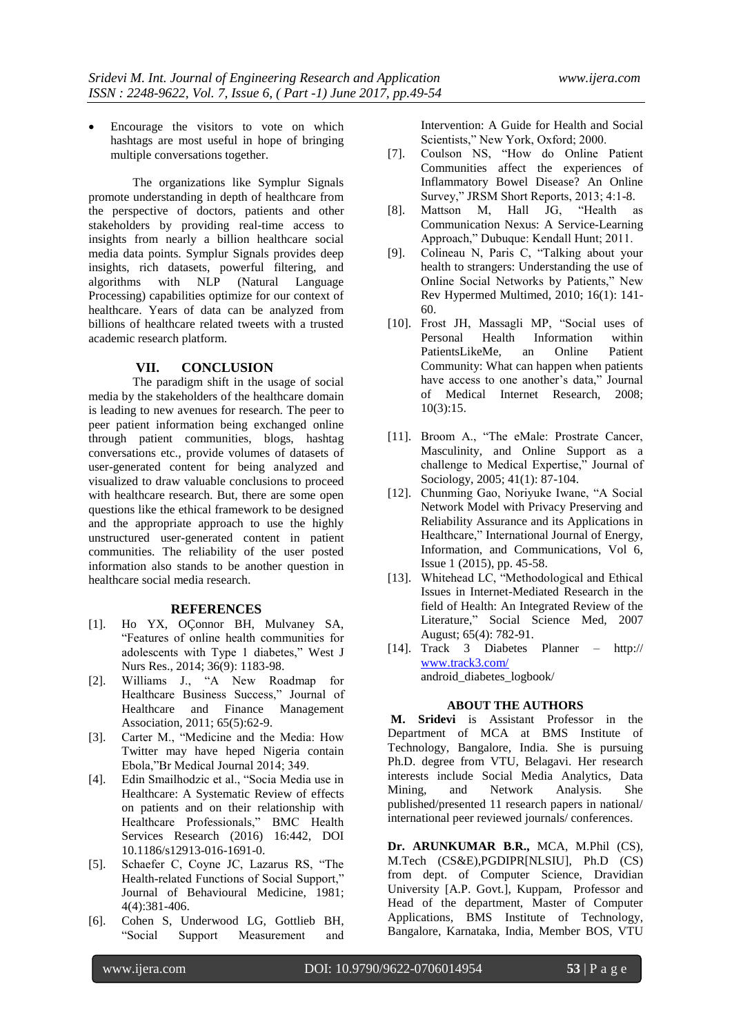- Encourage the visitors to vote on which hashtags are most useful in hope of bringing multiple conversations together.

The organizations like Symplur Signals promote understanding in depth of healthcare from the perspective of doctors, patients and other stakeholders by providing real-time access to insights from nearly a billion healthcare social media data points. Symplur Signals provides deep insights, rich datasets, powerful filtering, and algorithms with NLP (Natural Language Processing) capabilities optimize for our context of healthcare. Years of data can be analyzed from billions of healthcare related tweets with a trusted academic research platform.

## VII. CONCLUSION

The paradigm shift in the usage of social media by the stakeholders of the healthcare domain is leading to new avenues for research. The peer to peer patient information being exchanged online through patient communities, blogs, hashtag conversations etc., provide volumes of datasets of user-generated content for being analyzed and visualized to draw valuable conclusions to proceed with healthcare research. But, there are some open questions like the ethical framework to be designed and the appropriate approach to use the highly unstructured user-generated content in patient communities. The reliability of the user posted information also stands to be another question in healthcare social media research.

## REFERENCES

[1]. Ho YX, OÇonnor BH, Mulvaney SA, "Features of online health communities for adolescents with Type 1 diabetes," West J Nurs Res., 2014; 36(9): 1183-98.

[2]. Williams J., "A New Roadmap for Healthcare Business Success," Journal of Healthcare and Finance Management Association, 2011; 65(5):62-9.

[3]. Carter M., "Medicine and the Media: How Twitter may have heped Nigeria contain Ebola,"Br Medical Journal 2014; 349.

[4]. Edin Smailhodzic et al., "Socia Media use in Healthcare: A Systematic Review of effects on patients and on their relationship with Healthcare Professionals," BMC Health Services Research (2016) 16:442, DOI 10.1186/s12913-016-1691-0.

[5]. Schaefer C, Coyne JC, Lazarus RS, "The Health-related Functions of Social Support," Journal of Behavioural Medicine, 1981; 4(4):381-406.

[6]. Cohen S, Underwood LG, Gottlieb BH, "Social Support Measurement and Intervention: A Guide for Health and Social Scientists," New York, Oxford; 2000.

[7]. Coulson NS, "How do Online Patient Communities affect the experiences of Inflammatory Bowel Disease? An Online Survey," JRSM Short Reports, 2013; 4:1-8.

[8]. Mattson M, Hall JG, "Health as Communication Nexus: A Service-Learning Approach," Dubuque: Kendall Hunt; 2011.

[9]. Colineau N, Paris C, "Talking about your health to strangers: Understanding the use of Online Social Networks by Patients," New Rev Hypermed Multimed, 2010; 16(1): 141-60.

[10]. Frost JH, Massagli MP, "Social uses of Personal Health Information within PatientsLikeMe, an Online Patient Community: What can happen when patients have access to one another's data," Journal of Medical Internet Research, 2008; 10(3):15.

[11]. Broom A., "The eMale: Prostrate Cancer, Masculinity, and Online Support as a challenge to Medical Expertise," Journal of Sociology, 2005; 41(1): 87-104.

[12]. Chunming Gao, Noriyuke Iwane, "A Social Network Model with Privacy Preserving and Reliability Assurance and its Applications in Healthcare," International Journal of Energy, Information, and Communications, Vol 6, Issue 1 (2015), pp. 45-58.

[13]. Whitehead LC, "Methodological and Ethical Issues in Internet-Mediated Research in the field of Health: An Integrated Review of the Literature," Social Science Med, 2007 August; 65(4): 782-91.

[14]. Track 3 Diabetes Planner – http:// www.track3.com/ android_diabetes_logbook/

## ABOUT THE AUTHORS

**M. Sridevi** is Assistant Professor in the Department of MCA at BMS Institute of Technology, Bangalore, India. She is pursuing Ph.D. degree from VTU, Belagavi. Her research interests include Social Media Analytics, Data Mining, and Network Analysis. She published/presented 11 research papers in national/ international peer reviewed journals/ conferences.

**Dr. ARUNKUMAR B.R.,** MCA, M.Phil (CS), M.Tech (CS&E),PGDIPR[NLSIU], Ph.D (CS) from dept. of Computer Science, Dravidian University [A.P. Govt.], Kuppam, Professor and Head of the department, Master of Computer Applications, BMS Institute of Technology, Bangalore, Karnataka, India, Member BOS, VTU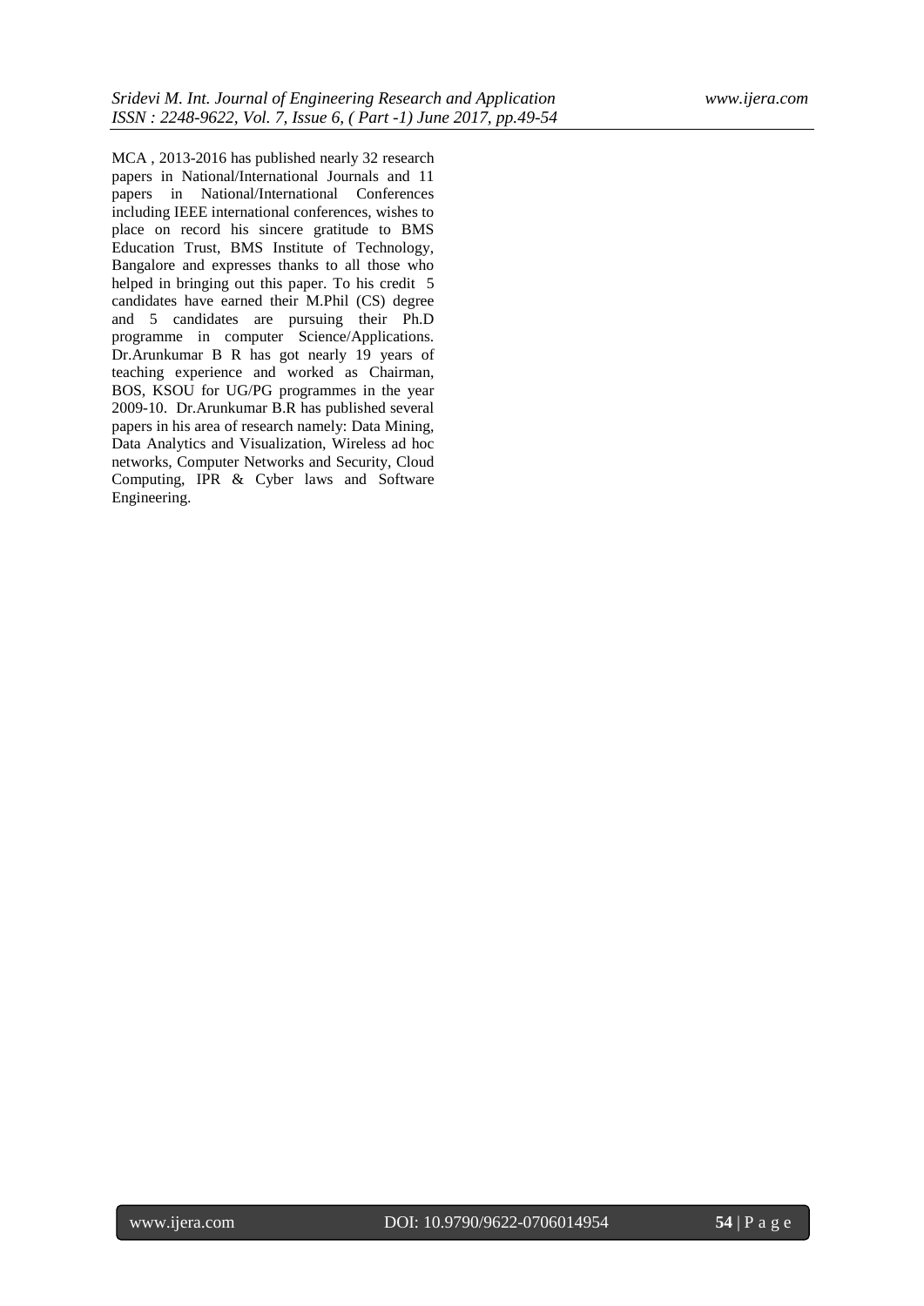MCA , 2013-2016 has published nearly 32 research papers in National/International Journals and 11 papers in National/International Conferences including IEEE international conferences, wishes to place on record his sincere gratitude to BMS Education Trust, BMS Institute of Technology, Bangalore and expresses thanks to all those who helped in bringing out this paper. To his credit 5 candidates have earned their M.Phil (CS) degree and 5 candidates are pursuing their Ph.D programme in computer Science/Applications. Dr.Arunkumar B R has got nearly 19 years of teaching experience and worked as Chairman, BOS, KSOU for UG/PG programmes in the year 2009-10. Dr.Arunkumar B.R has published several papers in his area of research namely: Data Mining, Data Analytics and Visualization, Wireless ad hoc networks, Computer Networks and Security, Cloud Computing, IPR & Cyber laws and Software Engineering.